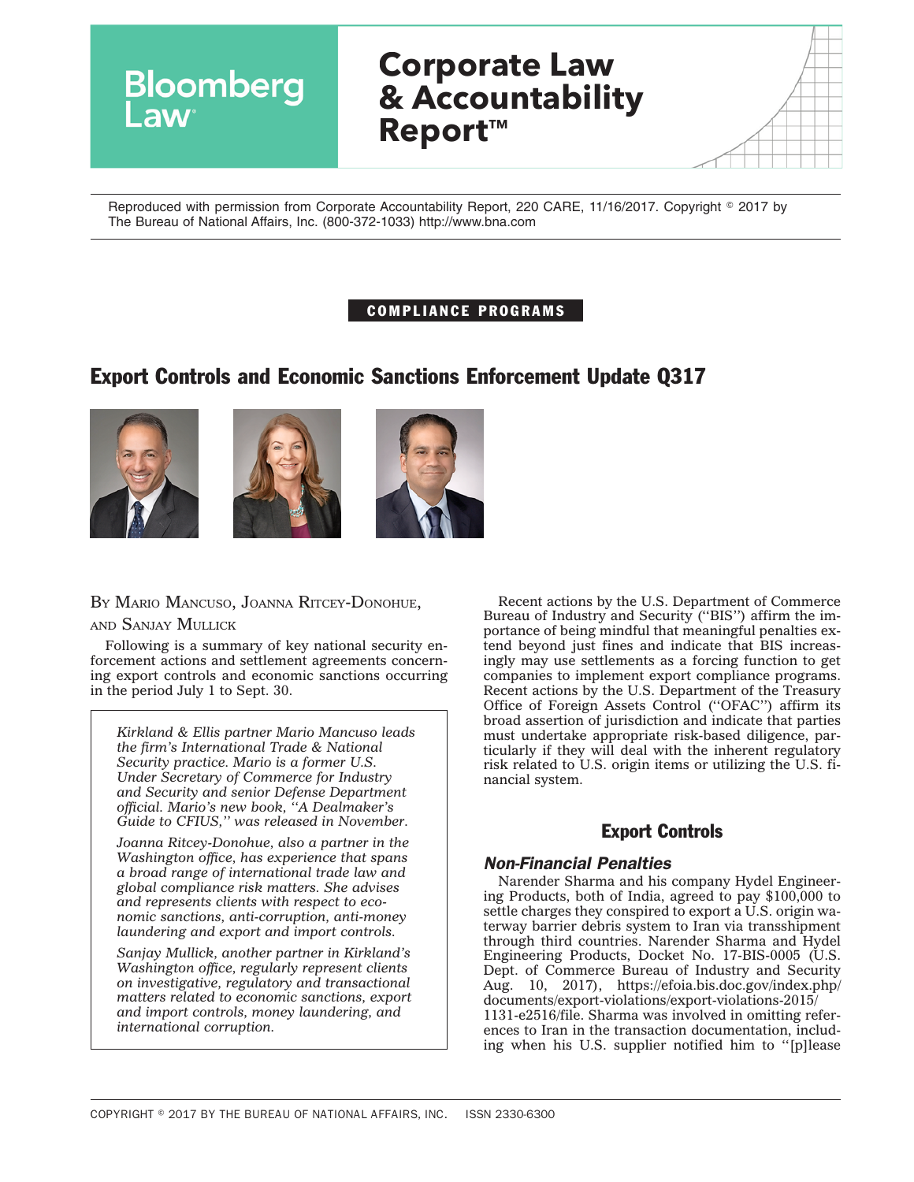# Bloomberg Law

# Corporate Law & Accountability Report™

Reproduced with permission from Corporate Accountability Report, 220 CARE, 11/16/2017. Copyright © 2017 by The Bureau of National Affairs, Inc. (800-372-1033) http://www.bna.com

**COMPLIANCE PROGRAMS**

## Export Controls and Economic Sanctions Enforcement Update Q317

BY MARIO MANCUSO, JOANNA RITCEY-DONOHUE, AND SANJAY MULLICK

Following is a summary of key national security enforcement actions and settlement agreements concerning export controls and economic sanctions occurring in the period July 1 to Sept. 30.

> *Kirkland & Ellis partner Mario Mancuso leads the firm's International Trade & National Security practice. Mario is a former U.S. Under Secretary of Commerce for Industry and Security and senior Defense Department official. Mario's new book, "A Dealmaker's Guide to CFIUS," was released in November.*
>
> *Joanna Ritcey-Donohue, also a partner in the Washington office, has experience that spans a broad range of international trade law and global compliance risk matters. She advises and represents clients with respect to economic sanctions, anti-corruption, anti-money laundering and export and import controls.*
>
> *Sanjay Mullick, another partner in Kirkland's Washington office, regularly represent clients on investigative, regulatory and transactional matters related to economic sanctions, export and import controls, money laundering, and international corruption.*

Recent actions by the U.S. Department of Commerce Bureau of Industry and Security ("BIS") affirm the importance of being mindful that meaningful penalties extend beyond just fines and indicate that BIS increasingly may use settlements as a forcing function to get companies to implement export compliance programs. Recent actions by the U.S. Department of the Treasury Office of Foreign Assets Control ("OFAC") affirm its broad assertion of jurisdiction and indicate that parties must undertake appropriate risk-based diligence, particularly if they will deal with the inherent regulatory risk related to U.S. origin items or utilizing the U.S. financial system.

## Export Controls

### *Non-Financial Penalties*

Narender Sharma and his company Hydel Engineering Products, both of India, agreed to pay $100,000 to settle charges they conspired to export a U.S. origin waterway barrier debris system to Iran via transshipment through third countries. Narender Sharma and Hydel Engineering Products, Docket No. 17-BIS-0005 (U.S. Dept. of Commerce Bureau of Industry and Security Aug. 10, 2017), https://efoia.bis.doc.gov/index.php/documents/export-violations/export-violations-2015/1131-e2516/file. Sharma was involved in omitting references to Iran in the transaction documentation, including when his U.S. supplier notified him to "[p]lease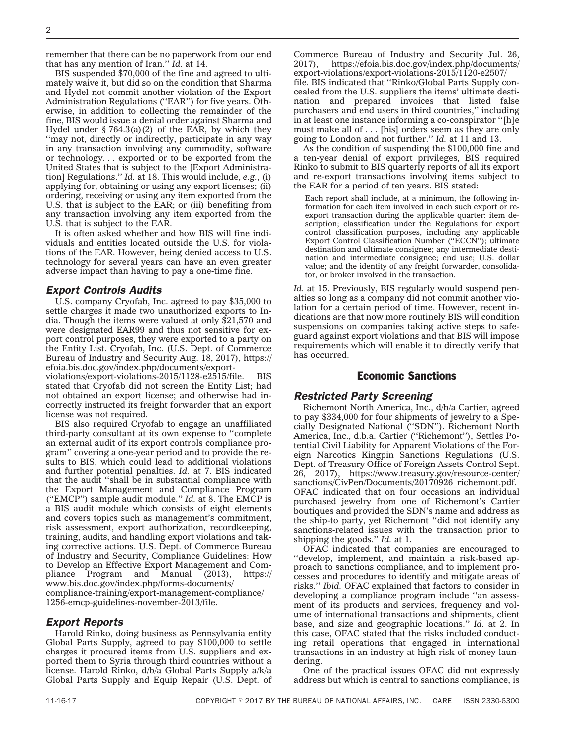remember that there can be no paperwork from our end that has any mention of Iran.'' *Id.* at 14.

BIS suspended $70,000 of the fine and agreed to ultimately waive it, but did so on the condition that Sharma and Hydel not commit another violation of the Export Administration Regulations (''EAR'') for five years. Otherwise, in addition to collecting the remainder of the fine, BIS would issue a denial order against Sharma and Hydel under § 764.3(a)(2) of the EAR, by which they ''may not, directly or indirectly, participate in any way in any transaction involving any commodity, software or technology. . . exported or to be exported from the United States that is subject to the [Export Administration] Regulations.'' *Id.* at 18. This would include, *e.g.*, (i) applying for, obtaining or using any export licenses; (ii) ordering, receiving or using any item exported from the U.S. that is subject to the EAR; or (iii) benefiting from any transaction involving any item exported from the U.S. that is subject to the EAR.

It is often asked whether and how BIS will fine individuals and entities located outside the U.S. for violations of the EAR. However, being denied access to U.S. technology for several years can have an even greater adverse impact than having to pay a one-time fine.

### *Export Controls Audits*

U.S. company Cryofab, Inc. agreed to pay $35,000 to settle charges it made two unauthorized exports to India. Though the items were valued at only $21,570 and were designated EAR99 and thus not sensitive for export control purposes, they were exported to a party on the Entity List. Cryofab, Inc. (U.S. Dept. of Commerce Bureau of Industry and Security Aug. 18, 2017), https://efoia.bis.doc.gov/index.php/documents/export-violations/export-violations-2015/1128-e2515/file. BIS stated that Cryofab did not screen the Entity List; had not obtained an export license; and otherwise had incorrectly instructed its freight forwarder that an export license was not required.

BIS also required Cryofab to engage an unaffiliated third-party consultant at its own expense to ''complete an external audit of its export controls compliance program'' covering a one-year period and to provide the results to BIS, which could lead to additional violations and further potential penalties. *Id.* at 7. BIS indicated that the audit ''shall be in substantial compliance with the Export Management and Compliance Program (''EMCP'') sample audit module.'' *Id.* at 8. The EMCP is a BIS audit module which consists of eight elements and covers topics such as management's commitment, risk assessment, export authorization, recordkeeping, training, audits, and handling export violations and taking corrective actions. U.S. Dept. of Commerce Bureau of Industry and Security, Compliance Guidelines: How to Develop an Effective Export Management and Compliance Program and Manual (2013), https://www.bis.doc.gov/index.php/forms-documents/compliance-training/export-management-compliance/1256-emcp-guidelines-november-2013/file.

### *Export Reports*

Harold Rinko, doing business as Pennsylvania entity Global Parts Supply, agreed to pay $100,000 to settle charges it procured items from U.S. suppliers and exported them to Syria through third countries without a license. Harold Rinko, d/b/a Global Parts Supply a/k/a Global Parts Supply and Equip Repair (U.S. Dept. of Commerce Bureau of Industry and Security Jul. 26, 2017), https://efoia.bis.doc.gov/index.php/documents/export-violations/export-violations-2015/1120-e2507/file. BIS indicated that ''Rinko/Global Parts Supply concealed from the U.S. suppliers the items' ultimate destination and prepared invoices that listed false purchasers and end users in third countries,'' including in at least one instance informing a co-conspirator ''[h]e must make all of . . . [his] orders seem as they are only going to London and not further.'' *Id.* at 11 and 13.

As the condition of suspending the $100,000 fine and a ten-year denial of export privileges, BIS required Rinko to submit to BIS quarterly reports of all its export and re-export transactions involving items subject to the EAR for a period of ten years. BIS stated:

> Each report shall include, at a minimum, the following information for each item involved in each such export or re-export transaction during the applicable quarter: item description; classification under the Regulations for export control classification purposes, including any applicable Export Control Classification Number (''ECCN''); ultimate destination and ultimate consignee; any intermediate destination and intermediate consignee; end use; U.S. dollar value; and the identity of any freight forwarder, consolidator, or broker involved in the transaction.

*Id.* at 15. Previously, BIS regularly would suspend penalties so long as a company did not commit another violation for a certain period of time. However, recent indications are that now more routinely BIS will condition suspensions on companies taking active steps to safeguard against export violations and that BIS will impose requirements which will enable it to directly verify that has occurred.

## Economic Sanctions

### *Restricted Party Screening*

Richemont North America, Inc., d/b/a Cartier, agreed to pay $334,000 for four shipments of jewelry to a Specially Designated National (''SDN''). Richemont North America, Inc., d.b.a. Cartier (''Richemont''), Settles Potential Civil Liability for Apparent Violations of the Foreign Narcotics Kingpin Sanctions Regulations (U.S. Dept. of Treasury Office of Foreign Assets Control Sept. 26, 2017), https://www.treasury.gov/resource-center/sanctions/CivPen/Documents/20170926_richemont.pdf. OFAC indicated that on four occasions an individual purchased jewelry from one of Richemont's Cartier boutiques and provided the SDN's name and address as the ship-to party, yet Richemont ''did not identify any sanctions-related issues with the transaction prior to shipping the goods.'' *Id.* at 1.

OFAC indicated that companies are encouraged to ''develop, implement, and maintain a risk-based approach to sanctions compliance, and to implement processes and procedures to identify and mitigate areas of risks.'' *Ibid.* OFAC explained that factors to consider in developing a compliance program include ''an assessment of its products and services, frequency and volume of international transactions and shipments, client base, and size and geographic locations.'' *Id.* at 2. In this case, OFAC stated that the risks included conducting retail operations that engaged in international transactions in an industry at high risk of money laundering.

One of the practical issues OFAC did not expressly address but which is central to sanctions compliance, is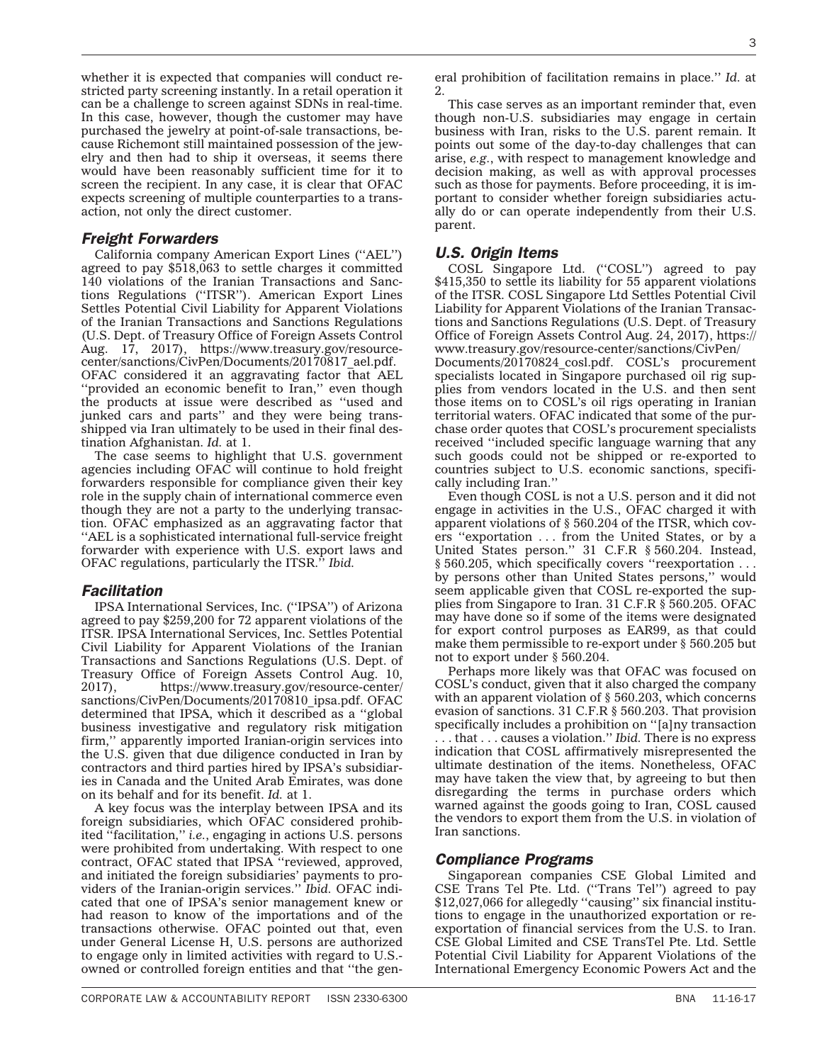whether it is expected that companies will conduct restricted party screening instantly. In a retail operation it can be a challenge to screen against SDNs in real-time. In this case, however, though the customer may have purchased the jewelry at point-of-sale transactions, because Richemont still maintained possession of the jewelry and then had to ship it overseas, it seems there would have been reasonably sufficient time for it to screen the recipient. In any case, it is clear that OFAC expects screening of multiple counterparties to a transaction, not only the direct customer.

### *Freight Forwarders*

California company American Export Lines (''AEL'') agreed to pay $518,063 to settle charges it committed 140 violations of the Iranian Transactions and Sanctions Regulations (''ITSR''). American Export Lines Settles Potential Civil Liability for Apparent Violations of the Iranian Transactions and Sanctions Regulations (U.S. Dept. of Treasury Office of Foreign Assets Control Aug. 17, 2017), https://www.treasury.gov/resource-center/sanctions/CivPen/Documents/20170817_ael.pdf. OFAC considered it an aggravating factor that AEL ''provided an economic benefit to Iran,'' even though the products at issue were described as ''used and junked cars and parts'' and they were being transshipped via Iran ultimately to be used in their final destination Afghanistan. *Id.* at 1.

The case seems to highlight that U.S. government agencies including OFAC will continue to hold freight forwarders responsible for compliance given their key role in the supply chain of international commerce even though they are not a party to the underlying transaction. OFAC emphasized as an aggravating factor that ''AEL is a sophisticated international full-service freight forwarder with experience with U.S. export laws and OFAC regulations, particularly the ITSR.'' *Ibid.*

### *Facilitation*

IPSA International Services, Inc. (''IPSA'') of Arizona agreed to pay $259,200 for 72 apparent violations of the ITSR. IPSA International Services, Inc. Settles Potential Civil Liability for Apparent Violations of the Iranian Transactions and Sanctions Regulations (U.S. Dept. of Treasury Office of Foreign Assets Control Aug. 10, 2017), https://www.treasury.gov/resource-center/sanctions/CivPen/Documents/20170810_ipsa.pdf. OFAC determined that IPSA, which it described as a ''global business investigative and regulatory risk mitigation firm,'' apparently imported Iranian-origin services into the U.S. given that due diligence conducted in Iran by contractors and third parties hired by IPSA's subsidiaries in Canada and the United Arab Emirates, was done on its behalf and for its benefit. *Id.* at 1.

A key focus was the interplay between IPSA and its foreign subsidiaries, which OFAC considered prohibited ''facilitation,'' *i.e.*, engaging in actions U.S. persons were prohibited from undertaking. With respect to one contract, OFAC stated that IPSA ''reviewed, approved, and initiated the foreign subsidiaries' payments to providers of the Iranian-origin services.'' *Ibid.* OFAC indicated that one of IPSA's senior management knew or had reason to know of the importations and of the transactions otherwise. OFAC pointed out that, even under General License H, U.S. persons are authorized to engage only in limited activities with regard to U.S.-owned or controlled foreign entities and that ''the general prohibition of facilitation remains in place.'' *Id.* at 2.

This case serves as an important reminder that, even though non-U.S. subsidiaries may engage in certain business with Iran, risks to the U.S. parent remain. It points out some of the day-to-day challenges that can arise, *e.g.*, with respect to management knowledge and decision making, as well as with approval processes such as those for payments. Before proceeding, it is important to consider whether foreign subsidiaries actually do or can operate independently from their U.S. parent.

### *U.S. Origin Items*

COSL Singapore Ltd. (''COSL'') agreed to pay $415,350 to settle its liability for 55 apparent violations of the ITSR. COSL Singapore Ltd Settles Potential Civil Liability for Apparent Violations of the Iranian Transactions and Sanctions Regulations (U.S. Dept. of Treasury Office of Foreign Assets Control Aug. 24, 2017), https://www.treasury.gov/resource-center/sanctions/CivPen/Documents/20170824_cosl.pdf. COSL's procurement specialists located in Singapore purchased oil rig supplies from vendors located in the U.S. and then sent those items on to COSL's oil rigs operating in Iranian territorial waters. OFAC indicated that some of the purchase order quotes that COSL's procurement specialists received ''included specific language warning that any such goods could not be shipped or re-exported to countries subject to U.S. economic sanctions, specifically including Iran.''

Even though COSL is not a U.S. person and it did not engage in activities in the U.S., OFAC charged it with apparent violations of § 560.204 of the ITSR, which covers ''exportation . . . from the United States, or by a United States person.'' 31 C.F.R § 560.204. Instead, § 560.205, which specifically covers ''reexportation . . . by persons other than United States persons,'' would seem applicable given that COSL re-exported the supplies from Singapore to Iran. 31 C.F.R § 560.205. OFAC may have done so if some of the items were designated for export control purposes as EAR99, as that could make them permissible to re-export under § 560.205 but not to export under § 560.204.

Perhaps more likely was that OFAC was focused on COSL's conduct, given that it also charged the company with an apparent violation of § 560.203, which concerns evasion of sanctions. 31 C.F.R § 560.203. That provision specifically includes a prohibition on ''[a]ny transaction . . . that . . . causes a violation.'' *Ibid.* There is no express indication that COSL affirmatively misrepresented the ultimate destination of the items. Nonetheless, OFAC may have taken the view that, by agreeing to but then disregarding the terms in purchase orders which warned against the goods going to Iran, COSL caused the vendors to export them from the U.S. in violation of Iran sanctions.

### *Compliance Programs*

Singaporean companies CSE Global Limited and CSE Trans Tel Pte. Ltd. (''Trans Tel'') agreed to pay $12,027,066 for allegedly ''causing'' six financial institutions to engage in the unauthorized exportation or reexportation of financial services from the U.S. to Iran. CSE Global Limited and CSE TransTel Pte. Ltd. Settle Potential Civil Liability for Apparent Violations of the International Emergency Economic Powers Act and the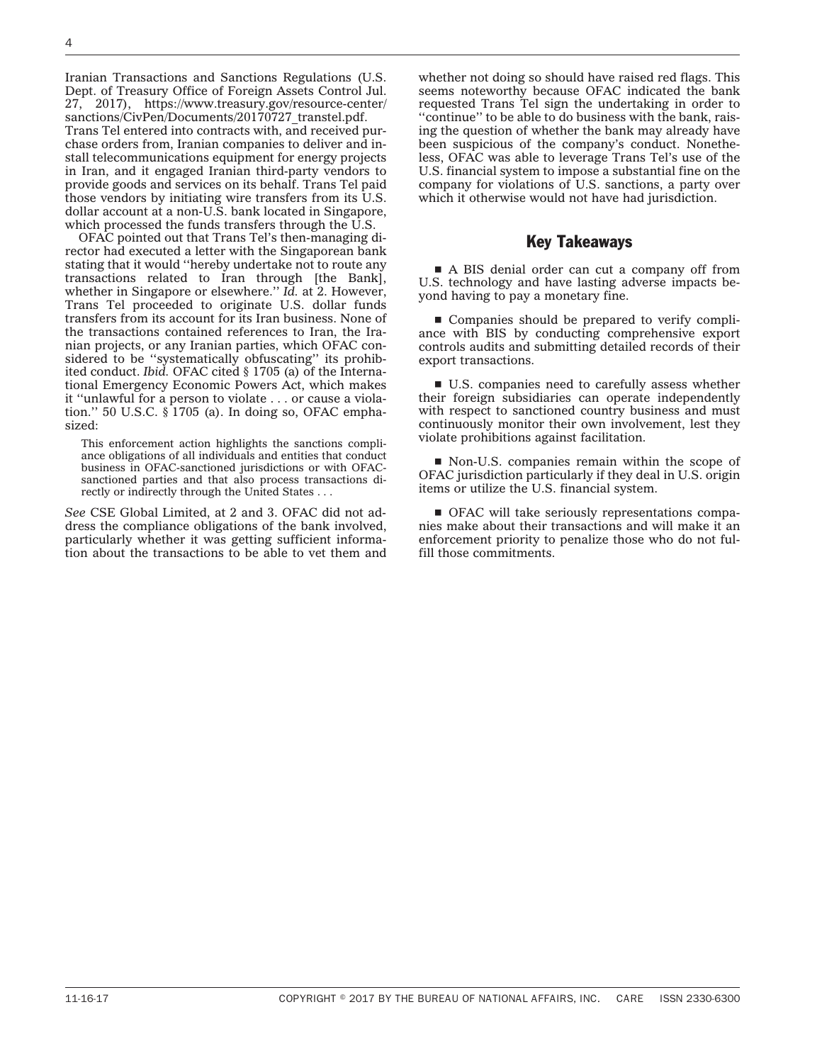Iranian Transactions and Sanctions Regulations (U.S. Dept. of Treasury Office of Foreign Assets Control Jul. 27, 2017), https://www.treasury.gov/resource-center/sanctions/CivPen/Documents/20170727_transtel.pdf. Trans Tel entered into contracts with, and received purchase orders from, Iranian companies to deliver and install telecommunications equipment for energy projects in Iran, and it engaged Iranian third-party vendors to provide goods and services on its behalf. Trans Tel paid those vendors by initiating wire transfers from its U.S. dollar account at a non-U.S. bank located in Singapore, which processed the funds transfers through the U.S.

OFAC pointed out that Trans Tel's then-managing director had executed a letter with the Singaporean bank stating that it would ''hereby undertake not to route any transactions related to Iran through [the Bank], whether in Singapore or elsewhere.'' *Id.* at 2. However, Trans Tel proceeded to originate U.S. dollar funds transfers from its account for its Iran business. None of the transactions contained references to Iran, the Iranian projects, or any Iranian parties, which OFAC considered to be ''systematically obfuscating'' its prohibited conduct. *Ibid.* OFAC cited § 1705 (a) of the International Emergency Economic Powers Act, which makes it ''unlawful for a person to violate . . . or cause a violation.'' 50 U.S.C. § 1705 (a). In doing so, OFAC emphasized:

> This enforcement action highlights the sanctions compliance obligations of all individuals and entities that conduct business in OFAC-sanctioned jurisdictions or with OFAC-sanctioned parties and that also process transactions directly or indirectly through the United States . . .

*See* CSE Global Limited, at 2 and 3. OFAC did not address the compliance obligations of the bank involved, particularly whether it was getting sufficient information about the transactions to be able to vet them and whether not doing so should have raised red flags. This seems noteworthy because OFAC indicated the bank requested Trans Tel sign the undertaking in order to ''continue'' to be able to do business with the bank, raising the question of whether the bank may already have been suspicious of the company's conduct. Nonetheless, OFAC was able to leverage Trans Tel's use of the U.S. financial system to impose a substantial fine on the company for violations of U.S. sanctions, a party over which it otherwise would not have had jurisdiction.

## Key Takeaways

- A BIS denial order can cut a company off from U.S. technology and have lasting adverse impacts beyond having to pay a monetary fine.

- Companies should be prepared to verify compliance with BIS by conducting comprehensive export controls audits and submitting detailed records of their export transactions.

- U.S. companies need to carefully assess whether their foreign subsidiaries can operate independently with respect to sanctioned country business and must continuously monitor their own involvement, lest they violate prohibitions against facilitation.

- Non-U.S. companies remain within the scope of OFAC jurisdiction particularly if they deal in U.S. origin items or utilize the U.S. financial system.

- OFAC will take seriously representations companies make about their transactions and will make it an enforcement priority to penalize those who do not fulfill those commitments.